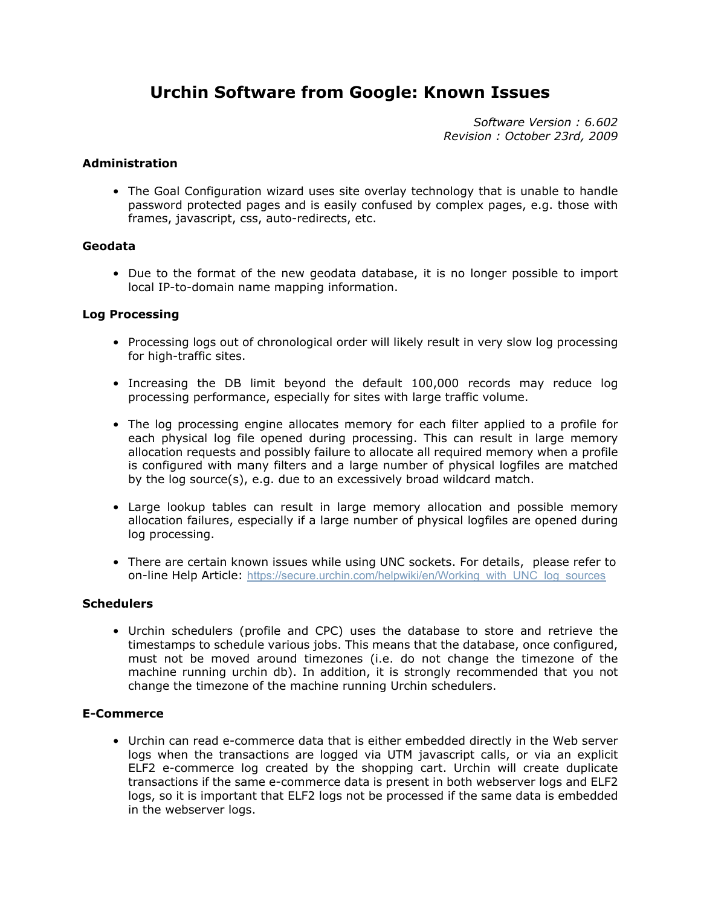# Urchin Software from Google: Known Issues

*Software Version : 6.602*
*Revision : October 23rd, 2009*

### Administration

- The Goal Configuration wizard uses site overlay technology that is unable to handle password protected pages and is easily confused by complex pages, e.g. those with frames, javascript, css, auto-redirects, etc.

### Geodata

- Due to the format of the new geodata database, it is no longer possible to import local IP-to-domain name mapping information.

### Log Processing

- Processing logs out of chronological order will likely result in very slow log processing for high-traffic sites.

- Increasing the DB limit beyond the default 100,000 records may reduce log processing performance, especially for sites with large traffic volume.

- The log processing engine allocates memory for each filter applied to a profile for each physical log file opened during processing. This can result in large memory allocation requests and possibly failure to allocate all required memory when a profile is configured with many filters and a large number of physical logfiles are matched by the log source(s), e.g. due to an excessively broad wildcard match.

- Large lookup tables can result in large memory allocation and possible memory allocation failures, especially if a large number of physical logfiles are opened during log processing.

- There are certain known issues while using UNC sockets. For details, please refer to on-line Help Article: https://secure.urchin.com/helpwiki/en/Working_with_UNC_log_sources

### Schedulers

- Urchin schedulers (profile and CPC) uses the database to store and retrieve the timestamps to schedule various jobs. This means that the database, once configured, must not be moved around timezones (i.e. do not change the timezone of the machine running urchin db). In addition, it is strongly recommended that you not change the timezone of the machine running Urchin schedulers.

### E-Commerce

- Urchin can read e-commerce data that is either embedded directly in the Web server logs when the transactions are logged via UTM javascript calls, or via an explicit ELF2 e-commerce log created by the shopping cart. Urchin will create duplicate transactions if the same e-commerce data is present in both webserver logs and ELF2 logs, so it is important that ELF2 logs not be processed if the same data is embedded in the webserver logs.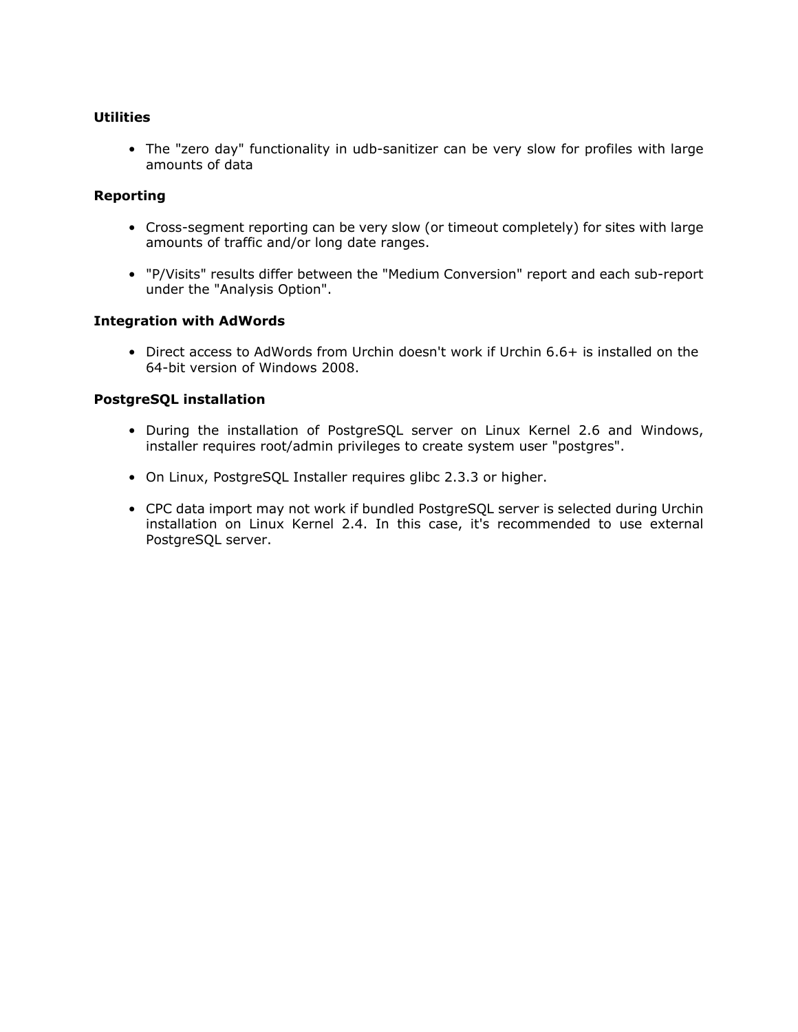**Utilities**

- The "zero day" functionality in udb-sanitizer can be very slow for profiles with large amounts of data

**Reporting**

- Cross-segment reporting can be very slow (or timeout completely) for sites with large amounts of traffic and/or long date ranges.

- "P/Visits" results differ between the "Medium Conversion" report and each sub-report under the "Analysis Option".

**Integration with AdWords**

- Direct access to AdWords from Urchin doesn't work if Urchin 6.6+ is installed on the 64-bit version of Windows 2008.

**PostgreSQL installation**

- During the installation of PostgreSQL server on Linux Kernel 2.6 and Windows, installer requires root/admin privileges to create system user "postgres".

- On Linux, PostgreSQL Installer requires glibc 2.3.3 or higher.

- CPC data import may not work if bundled PostgreSQL server is selected during Urchin installation on Linux Kernel 2.4. In this case, it's recommended to use external PostgreSQL server.